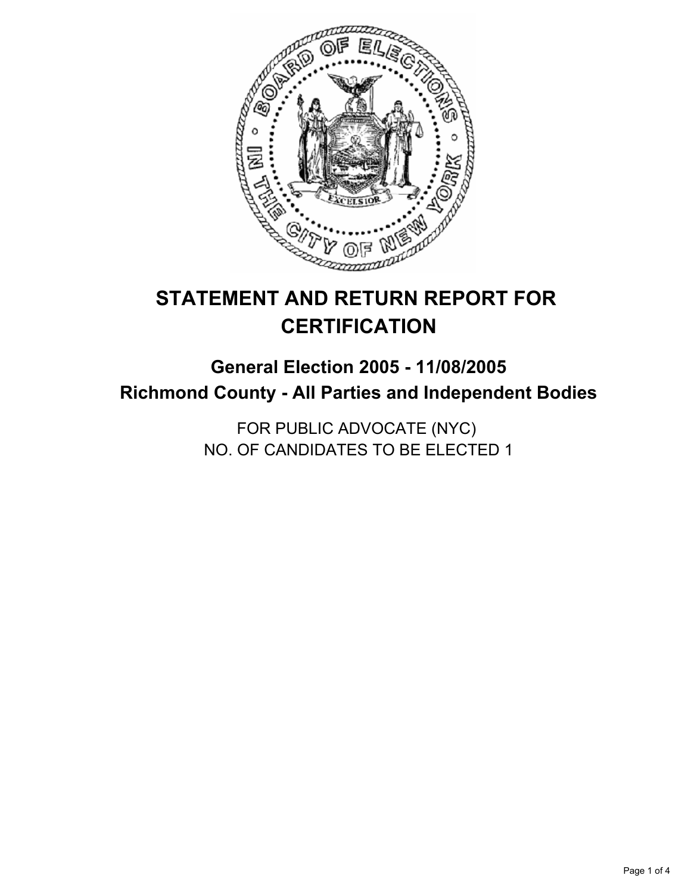# STATEMENT AND RETURN REPORT FOR CERTIFICATION

## General Election 2005 - 11/08/2005
## Richmond County - All Parties and Independent Bodies

FOR PUBLIC ADVOCATE (NYC)
NO. OF CANDIDATES TO BE ELECTED 1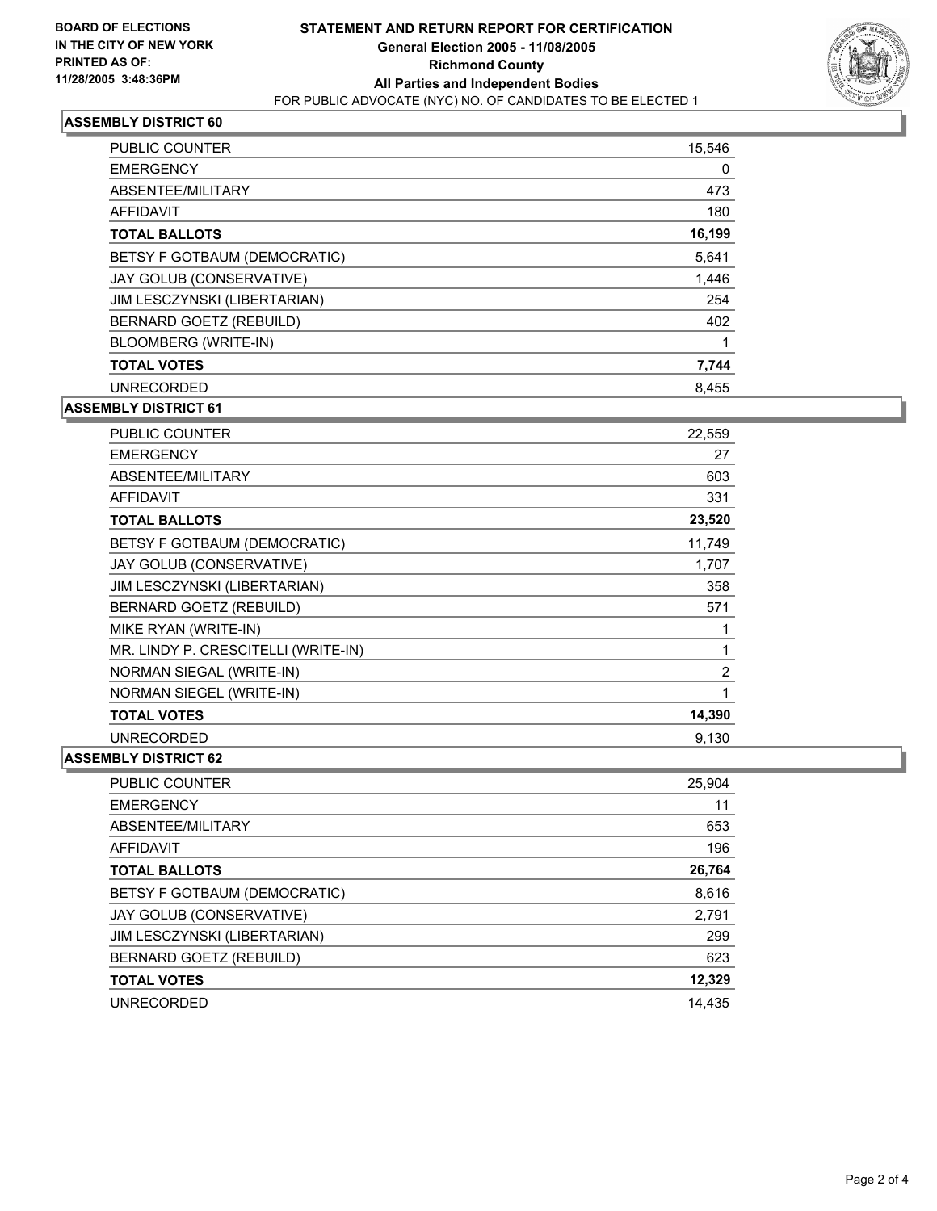**BOARD OF ELECTIONS IN THE CITY OF NEW YORK PRINTED AS OF: 11/28/2005 3:48:36PM**

# STATEMENT AND RETURN REPORT FOR CERTIFICATION
## General Election 2005 - 11/08/2005
## Richmond County
## All Parties and Independent Bodies
FOR PUBLIC ADVOCATE (NYC) NO. OF CANDIDATES TO BE ELECTED 1

### ASSEMBLY DISTRICT 60

| | |
|---|---|
| PUBLIC COUNTER | 15,546 |
| EMERGENCY | 0 |
| ABSENTEE/MILITARY | 473 |
| AFFIDAVIT | 180 |
| **TOTAL BALLOTS** | **16,199** |
| BETSY F GOTBAUM (DEMOCRATIC) | 5,641 |
| JAY GOLUB (CONSERVATIVE) | 1,446 |
| JIM LESCZYNSKI (LIBERTARIAN) | 254 |
| BERNARD GOETZ (REBUILD) | 402 |
| BLOOMBERG (WRITE-IN) | 1 |
| **TOTAL VOTES** | **7,744** |
| UNRECORDED | 8,455 |

### ASSEMBLY DISTRICT 61

| | |
|---|---|
| PUBLIC COUNTER | 22,559 |
| EMERGENCY | 27 |
| ABSENTEE/MILITARY | 603 |
| AFFIDAVIT | 331 |
| **TOTAL BALLOTS** | **23,520** |
| BETSY F GOTBAUM (DEMOCRATIC) | 11,749 |
| JAY GOLUB (CONSERVATIVE) | 1,707 |
| JIM LESCZYNSKI (LIBERTARIAN) | 358 |
| BERNARD GOETZ (REBUILD) | 571 |
| MIKE RYAN (WRITE-IN) | 1 |
| MR. LINDY P. CRESCITELLI (WRITE-IN) | 1 |
| NORMAN SIEGAL (WRITE-IN) | 2 |
| NORMAN SIEGEL (WRITE-IN) | 1 |
| **TOTAL VOTES** | **14,390** |
| UNRECORDED | 9,130 |

### ASSEMBLY DISTRICT 62

| | |
|---|---|
| PUBLIC COUNTER | 25,904 |
| EMERGENCY | 11 |
| ABSENTEE/MILITARY | 653 |
| AFFIDAVIT | 196 |
| **TOTAL BALLOTS** | **26,764** |
| BETSY F GOTBAUM (DEMOCRATIC) | 8,616 |
| JAY GOLUB (CONSERVATIVE) | 2,791 |
| JIM LESCZYNSKI (LIBERTARIAN) | 299 |
| BERNARD GOETZ (REBUILD) | 623 |
| **TOTAL VOTES** | **12,329** |
| UNRECORDED | 14,435 |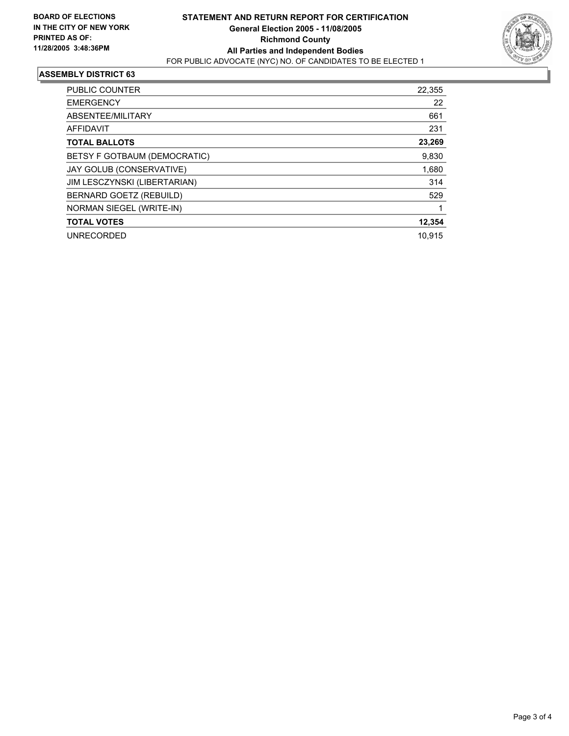**BOARD OF ELECTIONS IN THE CITY OF NEW YORK PRINTED AS OF: 11/28/2005 3:48:36PM**

# STATEMENT AND RETURN REPORT FOR CERTIFICATION
## General Election 2005 - 11/08/2005
## Richmond County
## All Parties and Independent Bodies

FOR PUBLIC ADVOCATE (NYC) NO. OF CANDIDATES TO BE ELECTED 1

### ASSEMBLY DISTRICT 63

| | |
|---|---|
| PUBLIC COUNTER | 22,355 |
| EMERGENCY | 22 |
| ABSENTEE/MILITARY | 661 |
| AFFIDAVIT | 231 |
| **TOTAL BALLOTS** | **23,269** |
| BETSY F GOTBAUM (DEMOCRATIC) | 9,830 |
| JAY GOLUB (CONSERVATIVE) | 1,680 |
| JIM LESCZYNSKI (LIBERTARIAN) | 314 |
| BERNARD GOETZ (REBUILD) | 529 |
| NORMAN SIEGEL (WRITE-IN) | 1 |
| **TOTAL VOTES** | **12,354** |
| UNRECORDED | 10,915 |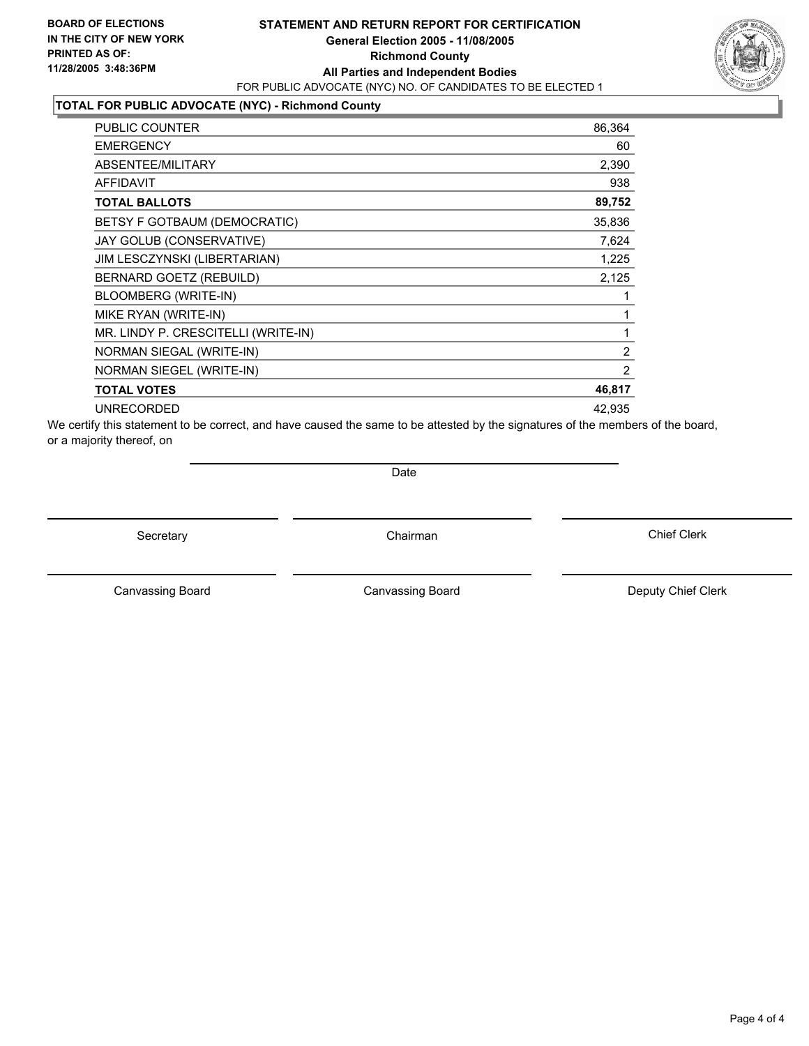**BOARD OF ELECTIONS IN THE CITY OF NEW YORK PRINTED AS OF: 11/28/2005 3:48:36PM**

**STATEMENT AND RETURN REPORT FOR CERTIFICATION**
**General Election 2005 - 11/08/2005**
**Richmond County**
**All Parties and Independent Bodies**
FOR PUBLIC ADVOCATE (NYC) NO. OF CANDIDATES TO BE ELECTED 1

**TOTAL FOR PUBLIC ADVOCATE (NYC) - Richmond County**

| | |
|---|---|
| PUBLIC COUNTER | 86,364 |
| EMERGENCY | 60 |
| ABSENTEE/MILITARY | 2,390 |
| AFFIDAVIT | 938 |
| **TOTAL BALLOTS** | **89,752** |
| BETSY F GOTBAUM (DEMOCRATIC) | 35,836 |
| JAY GOLUB (CONSERVATIVE) | 7,624 |
| JIM LESCZYNSKI (LIBERTARIAN) | 1,225 |
| BERNARD GOETZ (REBUILD) | 2,125 |
| BLOOMBERG (WRITE-IN) | 1 |
| MIKE RYAN (WRITE-IN) | 1 |
| MR. LINDY P. CRESCITELLI (WRITE-IN) | 1 |
| NORMAN SIEGAL (WRITE-IN) | 2 |
| NORMAN SIEGEL (WRITE-IN) | 2 |
| **TOTAL VOTES** | **46,817** |
| UNRECORDED | 42,935 |

We certify this statement to be correct, and have caused the same to be attested by the signatures of the members of the board, or a majority thereof, on

Date

Secretary    Chairman    Chief Clerk

Canvassing Board    Canvassing Board    Deputy Chief Clerk